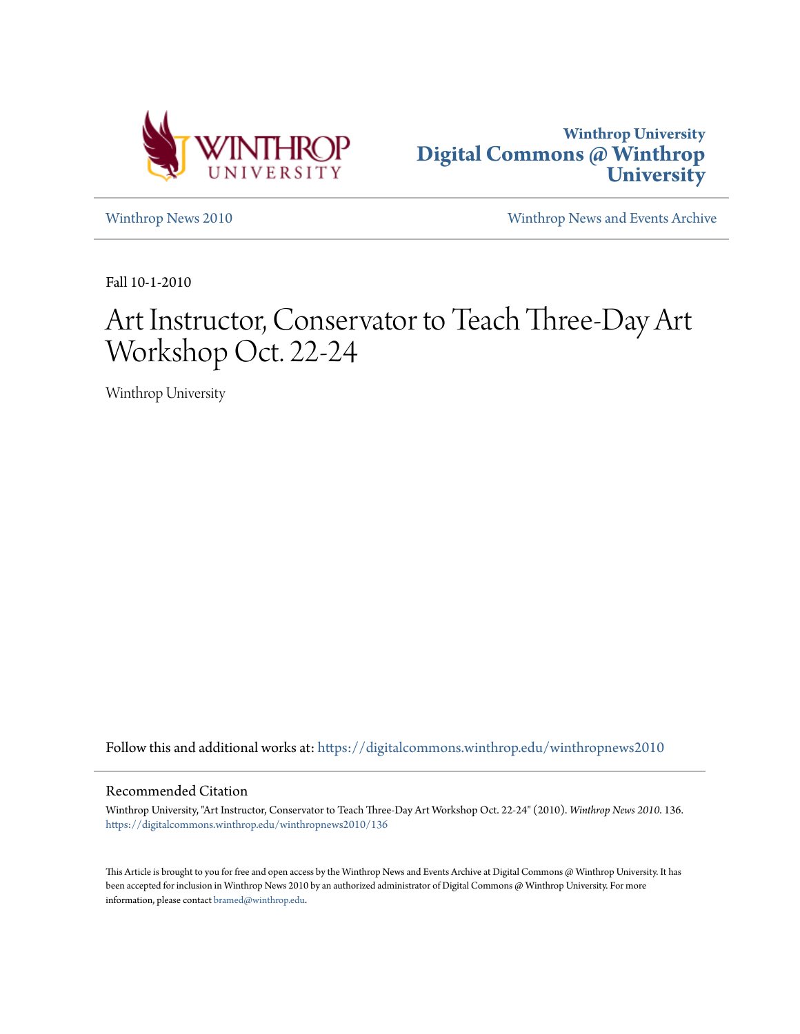Winthrop University
Digital Commons @ Winthrop University

Winthrop News 2010

Winthrop News and Events Archive

Fall 10-1-2010

# Art Instructor, Conservator to Teach Three-Day Art Workshop Oct. 22-24

Winthrop University

Follow this and additional works at: https://digitalcommons.winthrop.edu/winthropnews2010

## Recommended Citation

Winthrop University, "Art Instructor, Conservator to Teach Three-Day Art Workshop Oct. 22-24" (2010). *Winthrop News 2010*. 136.
https://digitalcommons.winthrop.edu/winthropnews2010/136

This Article is brought to you for free and open access by the Winthrop News and Events Archive at Digital Commons @ Winthrop University. It has been accepted for inclusion in Winthrop News 2010 by an authorized administrator of Digital Commons @ Winthrop University. For more information, please contact bramed@winthrop.edu.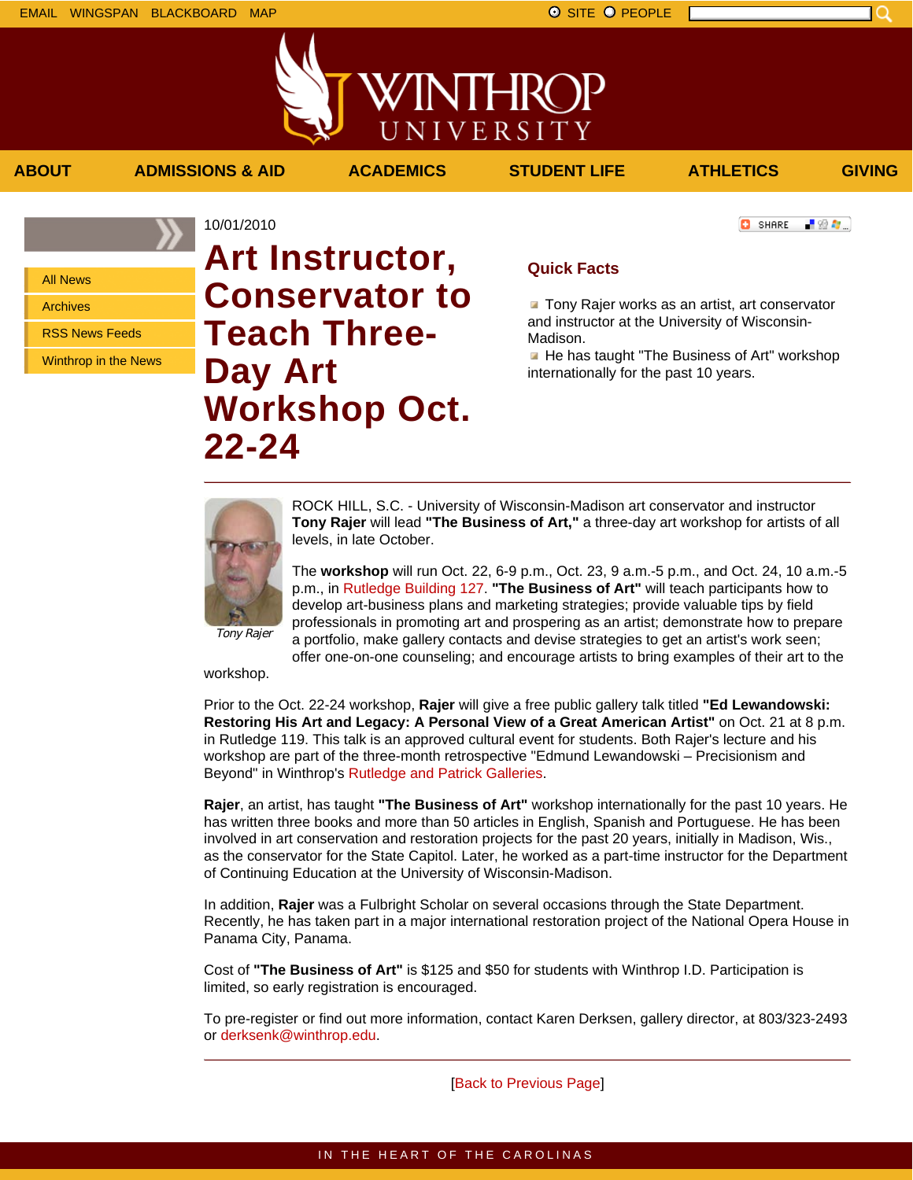EMAIL WINGSPAN BLACKBOARD MAP

SITE PEOPLE

WINTHROP UNIVERSITY

ABOUT | ADMISSIONS & AID | ACADEMICS | STUDENT LIFE | ATHLETICS | GIVING

- All News
- Archives
- RSS News Feeds
- Winthrop in the News

10/01/2010

# Art Instructor, Conservator to Teach Three-Day Art Workshop Oct. 22-24

## Quick Facts

- Tony Rajer works as an artist, art conservator and instructor at the University of Wisconsin-Madison.
- He has taught "The Business of Art" workshop internationally for the past 10 years.

---

*Tony Rajer*

ROCK HILL, S.C. - University of Wisconsin-Madison art conservator and instructor **Tony Rajer** will lead **"The Business of Art,"** a three-day art workshop for artists of all levels, in late October.

The **workshop** will run Oct. 22, 6-9 p.m., Oct. 23, 9 a.m.-5 p.m., and Oct. 24, 10 a.m.-5 p.m., in Rutledge Building 127. **"The Business of Art"** will teach participants how to develop art-business plans and marketing strategies; provide valuable tips by field professionals in promoting art and prospering as an artist; demonstrate how to prepare a portfolio, make gallery contacts and devise strategies to get an artist's work seen; offer one-on-one counseling; and encourage artists to bring examples of their art to the workshop.

Prior to the Oct. 22-24 workshop, **Rajer** will give a free public gallery talk titled **"Ed Lewandowski: Restoring His Art and Legacy: A Personal View of a Great American Artist"** on Oct. 21 at 8 p.m. in Rutledge 119. This talk is an approved cultural event for students. Both Rajer's lecture and his workshop are part of the three-month retrospective "Edmund Lewandowski – Precisionism and Beyond" in Winthrop's Rutledge and Patrick Galleries.

**Rajer**, an artist, has taught **"The Business of Art"** workshop internationally for the past 10 years. He has written three books and more than 50 articles in English, Spanish and Portuguese. He has been involved in art conservation and restoration projects for the past 20 years, initially in Madison, Wis., as the conservator for the State Capitol. Later, he worked as a part-time instructor for the Department of Continuing Education at the University of Wisconsin-Madison.

In addition, **Rajer** was a Fulbright Scholar on several occasions through the State Department. Recently, he has taken part in a major international restoration project of the National Opera House in Panama City, Panama.

Cost of **"The Business of Art"** is $125 and $50 for students with Winthrop I.D. Participation is limited, so early registration is encouraged.

To pre-register or find out more information, contact Karen Derksen, gallery director, at 803/323-2493 or derksenk@winthrop.edu.

---

[Back to Previous Page]

IN THE HEART OF THE CAROLINAS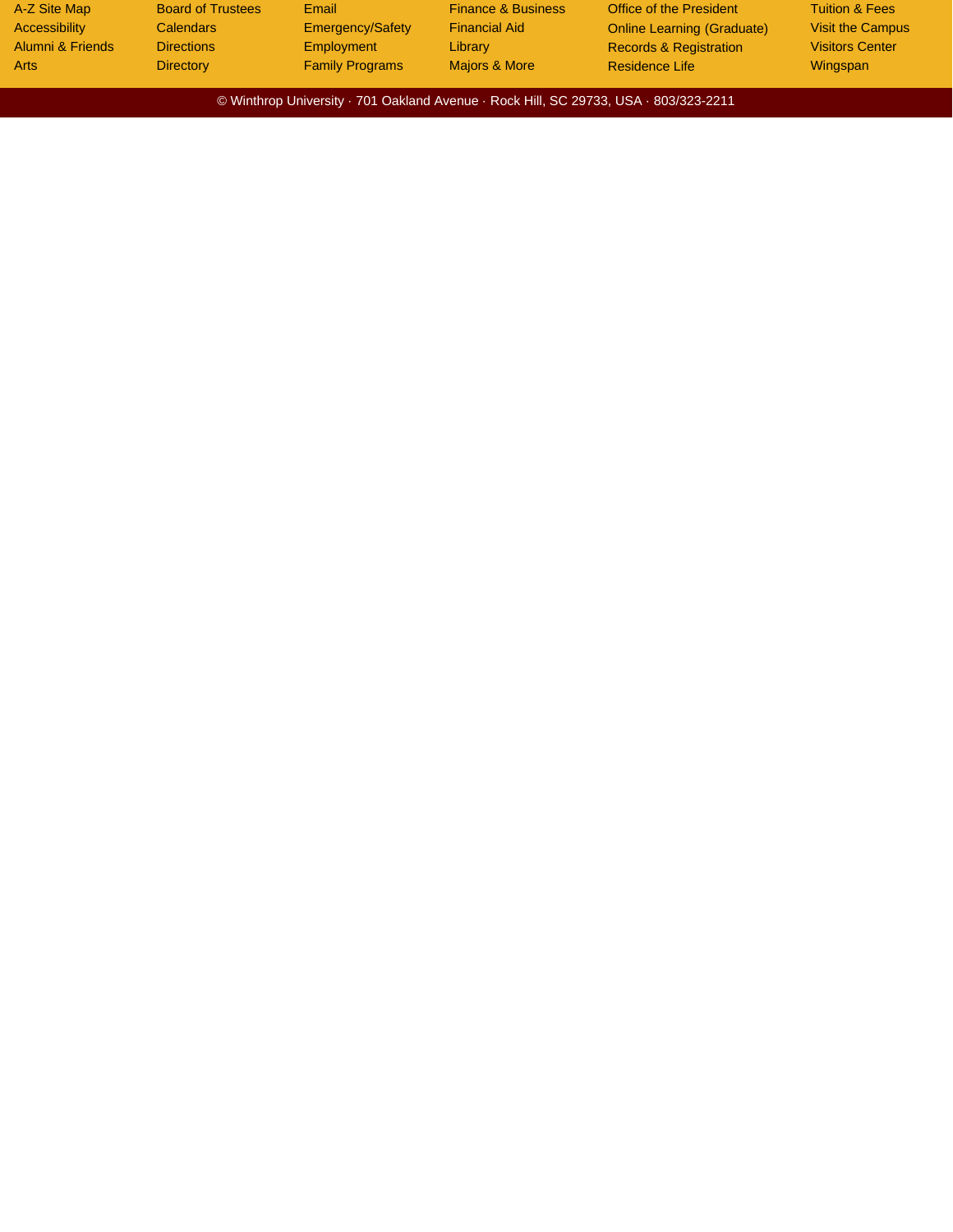A-Z Site Map
Accessibility
Alumni & Friends
Arts
Board of Trustees
Calendars
Directions
Directory
Email
Emergency/Safety
Employment
Family Programs
Finance & Business
Financial Aid
Library
Majors & More
Office of the President
Online Learning (Graduate)
Records & Registration
Residence Life
Tuition & Fees
Visit the Campus
Visitors Center
Wingspan

© Winthrop University · 701 Oakland Avenue · Rock Hill, SC 29733, USA · 803/323-2211